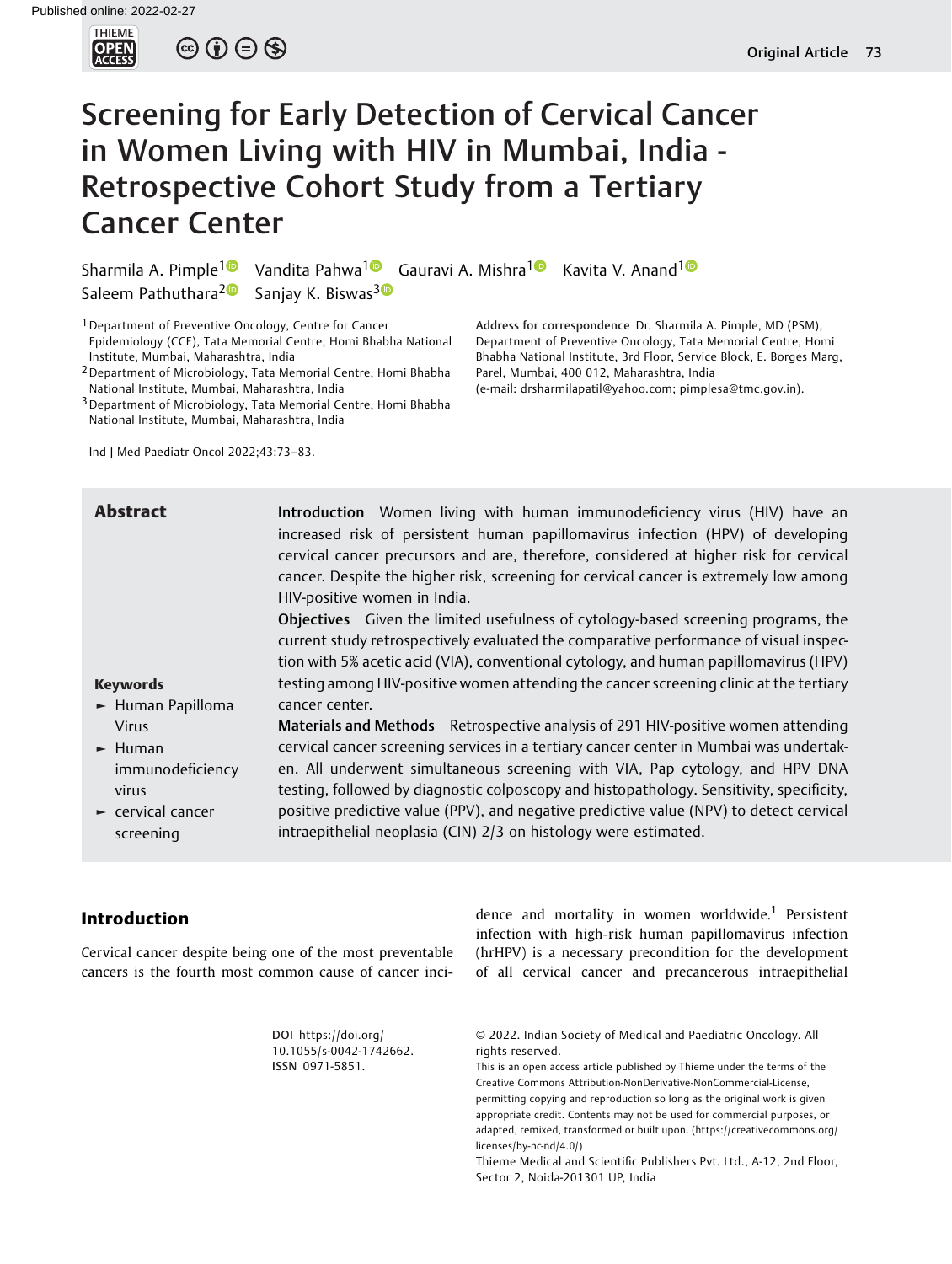# Screening for Early Detection of Cervical Cancer in Women Living with HIV in Mumbai, India - Retrospective Cohort Study from a Tertiary Cancer Center

Sharmila A. Pimple[1] Vandita Pahwa[1] Gauravi A. Mishra[1] Kavita V. Anand[1] Saleem Pathuthara[2] Sanjay K. Biswas[3]

[1] Department of Preventive Oncology, Centre for Cancer Epidemiology (CCE), Tata Memorial Centre, Homi Bhabha National Institute, Mumbai, Maharashtra, India

[2] Department of Microbiology, Tata Memorial Centre, Homi Bhabha National Institute, Mumbai, Maharashtra, India

[3] Department of Microbiology, Tata Memorial Centre, Homi Bhabha National Institute, Mumbai, Maharashtra, India

**Address for correspondence** Dr. Sharmila A. Pimple, MD (PSM), Department of Preventive Oncology, Tata Memorial Centre, Homi Bhabha National Institute, 3rd Floor, Service Block, E. Borges Marg, Parel, Mumbai, 400 012, Maharashtra, India (e-mail: drsharmilapatil@yahoo.com; pimplesa@tmc.gov.in).

Ind J Med Paediatr Oncol 2022;43:73–83.

## Abstract

**Introduction** Women living with human immunodeficiency virus (HIV) have an increased risk of persistent human papillomavirus infection (HPV) of developing cervical cancer precursors and are, therefore, considered at higher risk for cervical cancer. Despite the higher risk, screening for cervical cancer is extremely low among HIV-positive women in India.

**Objectives** Given the limited usefulness of cytology-based screening programs, the current study retrospectively evaluated the comparative performance of visual inspection with 5% acetic acid (VIA), conventional cytology, and human papillomavirus (HPV) testing among HIV-positive women attending the cancer screening clinic at the tertiary cancer center.

**Materials and Methods** Retrospective analysis of 291 HIV-positive women attending cervical cancer screening services in a tertiary cancer center in Mumbai was undertaken. All underwent simultaneous screening with VIA, Pap cytology, and HPV DNA testing, followed by diagnostic colposcopy and histopathology. Sensitivity, specificity, positive predictive value (PPV), and negative predictive value (NPV) to detect cervical intraepithelial neoplasia (CIN) 2/3 on histology were estimated.

**Keywords**
- Human Papilloma Virus
- Human immunodeficiency virus
- cervical cancer screening

## Introduction

Cervical cancer despite being one of the most preventable cancers is the fourth most common cause of cancer incidence and mortality in women worldwide.[1] Persistent infection with high-risk human papillomavirus infection (hrHPV) is a necessary precondition for the development of all cervical cancer and precancerous intraepithelial

**DOI** https://doi.org/10.1055/s-0042-1742662.
**ISSN** 0971-5851.

© 2022. Indian Society of Medical and Paediatric Oncology. All rights reserved.
This is an open access article published by Thieme under the terms of the Creative Commons Attribution-NonDerivative-NonCommercial-License, permitting copying and reproduction so long as the original work is given appropriate credit. Contents may not be used for commercial purposes, or adapted, remixed, transformed or built upon. (https://creativecommons.org/licenses/by-nc-nd/4.0/)
Thieme Medical and Scientific Publishers Pvt. Ltd., A-12, 2nd Floor, Sector 2, Noida-201301 UP, India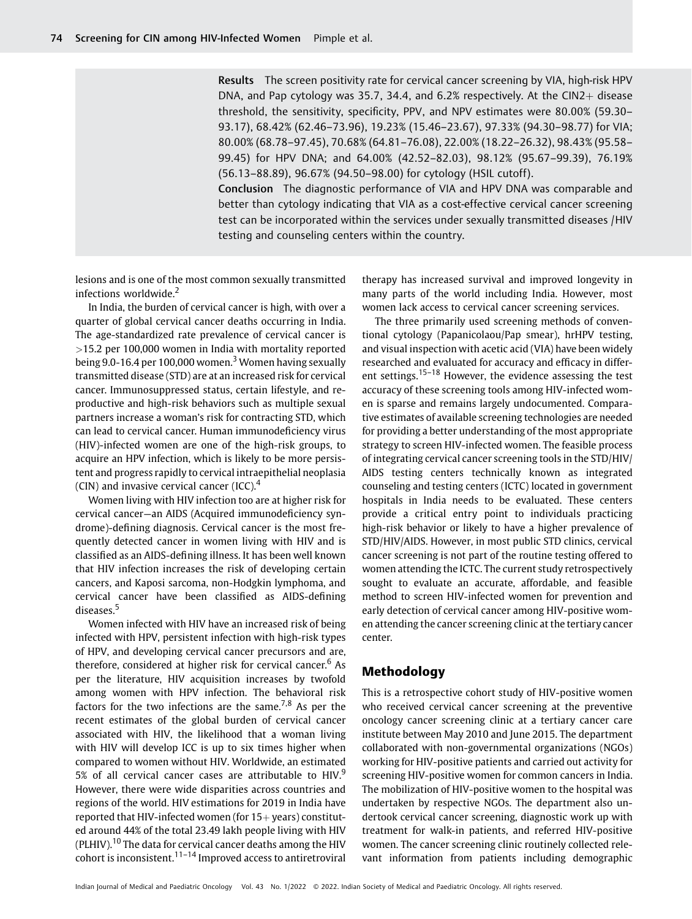**Results** The screen positivity rate for cervical cancer screening by VIA, high-risk HPV DNA, and Pap cytology was 35.7, 34.4, and 6.2% respectively. At the CIN2+ disease threshold, the sensitivity, specificity, PPV, and NPV estimates were 80.00% (59.30–93.17), 68.42% (62.46–73.96), 19.23% (15.46–23.67), 97.33% (94.30–98.77) for VIA; 80.00% (68.78–97.45), 70.68% (64.81–76.08), 22.00% (18.22–26.32), 98.43% (95.58–99.45) for HPV DNA; and 64.00% (42.52–82.03), 98.12% (95.67–99.39), 76.19% (56.13–88.89), 96.67% (94.50–98.00) for cytology (HSIL cutoff).

**Conclusion** The diagnostic performance of VIA and HPV DNA was comparable and better than cytology indicating that VIA as a cost-effective cervical cancer screening test can be incorporated within the services under sexually transmitted diseases /HIV testing and counseling centers within the country.

lesions and is one of the most common sexually transmitted infections worldwide.[2]

In India, the burden of cervical cancer is high, with over a quarter of global cervical cancer deaths occurring in India. The age-standardized rate prevalence of cervical cancer is >15.2 per 100,000 women in India with mortality reported being 9.0-16.4 per 100,000 women.[3] Women having sexually transmitted disease (STD) are at an increased risk for cervical cancer. Immunosuppressed status, certain lifestyle, and reproductive and high-risk behaviors such as multiple sexual partners increase a woman's risk for contracting STD, which can lead to cervical cancer. Human immunodeficiency virus (HIV)-infected women are one of the high-risk groups, to acquire an HPV infection, which is likely to be more persistent and progress rapidly to cervical intraepithelial neoplasia (CIN) and invasive cervical cancer (ICC).[4]

Women living with HIV infection too are at higher risk for cervical cancer—an AIDS (Acquired immunodeficiency syndrome)-defining diagnosis. Cervical cancer is the most frequently detected cancer in women living with HIV and is classified as an AIDS-defining illness. It has been well known that HIV infection increases the risk of developing certain cancers, and Kaposi sarcoma, non-Hodgkin lymphoma, and cervical cancer have been classified as AIDS-defining diseases.[5]

Women infected with HIV have an increased risk of being infected with HPV, persistent infection with high-risk types of HPV, and developing cervical cancer precursors and are, therefore, considered at higher risk for cervical cancer.[6] As per the literature, HIV acquisition increases by twofold among women with HPV infection. The behavioral risk factors for the two infections are the same.[7,8] As per the recent estimates of the global burden of cervical cancer associated with HIV, the likelihood that a woman living with HIV will develop ICC is up to six times higher when compared to women without HIV. Worldwide, an estimated 5% of all cervical cancer cases are attributable to HIV.[9] However, there were wide disparities across countries and regions of the world. HIV estimations for 2019 in India have reported that HIV-infected women (for 15+ years) constituted around 44% of the total 23.49 lakh people living with HIV (PLHIV).[10] The data for cervical cancer deaths among the HIV cohort is inconsistent.[11–14] Improved access to antiretroviral therapy has increased survival and improved longevity in many parts of the world including India. However, most women lack access to cervical cancer screening services.

The three primarily used screening methods of conventional cytology (Papanicolaou/Pap smear), hrHPV testing, and visual inspection with acetic acid (VIA) have been widely researched and evaluated for accuracy and efficacy in different settings.[15–18] However, the evidence assessing the test accuracy of these screening tools among HIV-infected women is sparse and remains largely undocumented. Comparative estimates of available screening technologies are needed for providing a better understanding of the most appropriate strategy to screen HIV-infected women. The feasible process of integrating cervical cancer screening tools in the STD/HIV/AIDS testing centers technically known as integrated counseling and testing centers (ICTC) located in government hospitals in India needs to be evaluated. These centers provide a critical entry point to individuals practicing high-risk behavior or likely to have a higher prevalence of STD/HIV/AIDS. However, in most public STD clinics, cervical cancer screening is not part of the routine testing offered to women attending the ICTC. The current study retrospectively sought to evaluate an accurate, affordable, and feasible method to screen HIV-infected women for prevention and early detection of cervical cancer among HIV-positive women attending the cancer screening clinic at the tertiary cancer center.

## Methodology

This is a retrospective cohort study of HIV-positive women who received cervical cancer screening at the preventive oncology cancer screening clinic at a tertiary cancer care institute between May 2010 and June 2015. The department collaborated with non-governmental organizations (NGOs) working for HIV-positive patients and carried out activity for screening HIV-positive women for common cancers in India. The mobilization of HIV-positive women to the hospital was undertaken by respective NGOs. The department also undertook cervical cancer screening, diagnostic work up with treatment for walk-in patients, and referred HIV-positive women. The cancer screening clinic routinely collected relevant information from patients including demographic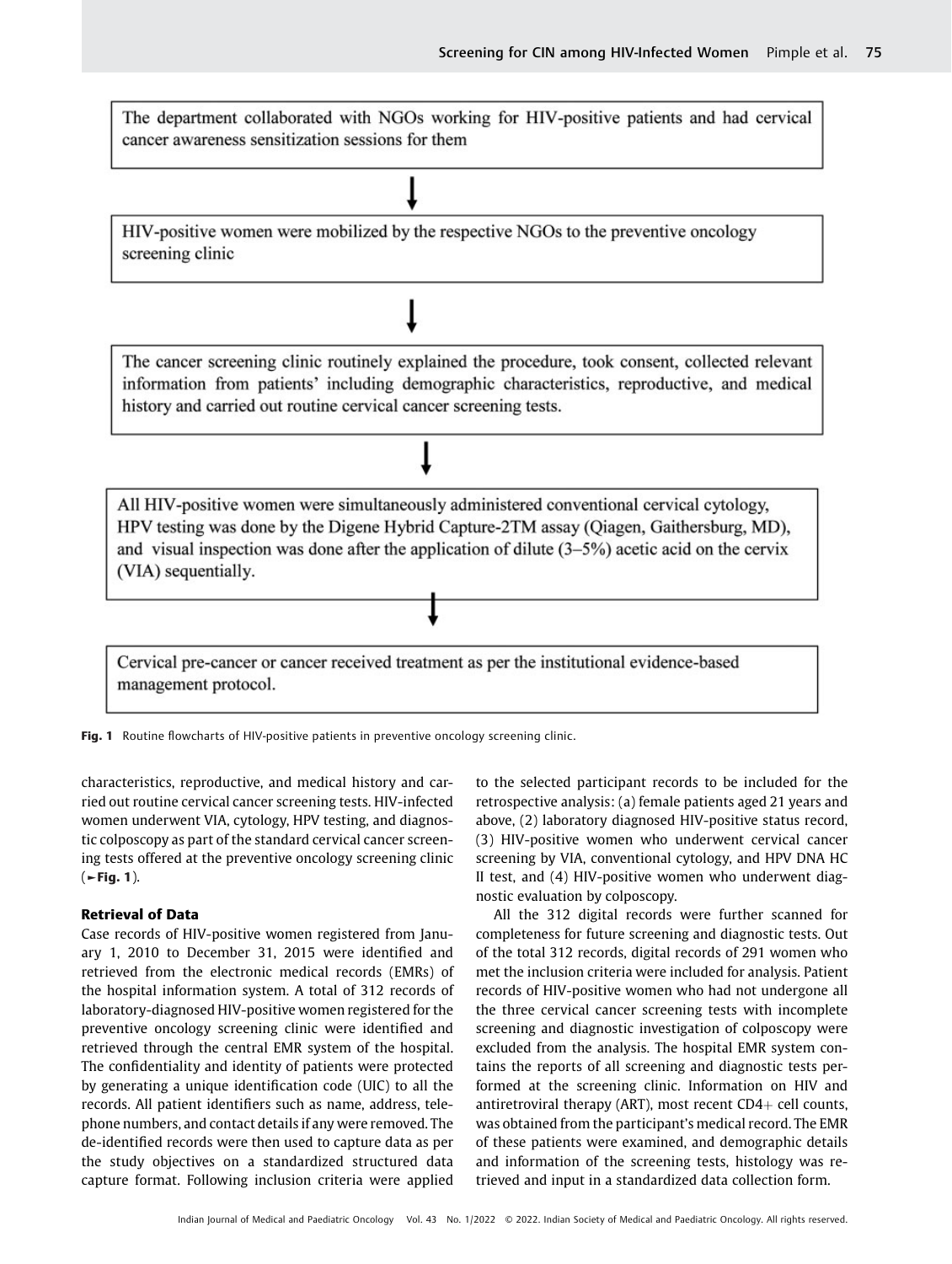The department collaborated with NGOs working for HIV-positive patients and had cervical cancer awareness sensitization sessions for them

↓

HIV-positive women were mobilized by the respective NGOs to the preventive oncology screening clinic

↓

The cancer screening clinic routinely explained the procedure, took consent, collected relevant information from patients' including demographic characteristics, reproductive, and medical history and carried out routine cervical cancer screening tests.

↓

All HIV-positive women were simultaneously administered conventional cervical cytology, HPV testing was done by the Digene Hybrid Capture-2TM assay (Qiagen, Gaithersburg, MD), and visual inspection was done after the application of dilute (3–5%) acetic acid on the cervix (VIA) sequentially.

↓

Cervical pre-cancer or cancer received treatment as per the institutional evidence-based management protocol.

**Fig. 1** Routine flowcharts of HIV-positive patients in preventive oncology screening clinic.

characteristics, reproductive, and medical history and carried out routine cervical cancer screening tests. HIV-infected women underwent VIA, cytology, HPV testing, and diagnostic colposcopy as part of the standard cervical cancer screening tests offered at the preventive oncology screening clinic (►Fig. 1).

### Retrieval of Data

Case records of HIV-positive women registered from January 1, 2010 to December 31, 2015 were identified and retrieved from the electronic medical records (EMRs) of the hospital information system. A total of 312 records of laboratory-diagnosed HIV-positive women registered for the preventive oncology screening clinic were identified and retrieved through the central EMR system of the hospital. The confidentiality and identity of patients were protected by generating a unique identification code (UIC) to all the records. All patient identifiers such as name, address, telephone numbers, and contact details if any were removed. The de-identified records were then used to capture data as per the study objectives on a standardized structured data capture format. Following inclusion criteria were applied to the selected participant records to be included for the retrospective analysis: (a) female patients aged 21 years and above, (2) laboratory diagnosed HIV-positive status record, (3) HIV-positive women who underwent cervical cancer screening by VIA, conventional cytology, and HPV DNA HC II test, and (4) HIV-positive women who underwent diagnostic evaluation by colposcopy.

All the 312 digital records were further scanned for completeness for future screening and diagnostic tests. Out of the total 312 records, digital records of 291 women who met the inclusion criteria were included for analysis. Patient records of HIV-positive women who had not undergone all the three cervical cancer screening tests with incomplete screening and diagnostic investigation of colposcopy were excluded from the analysis. The hospital EMR system contains the reports of all screening and diagnostic tests performed at the screening clinic. Information on HIV and antiretroviral therapy (ART), most recent CD4+ cell counts, was obtained from the participant's medical record. The EMR of these patients were examined, and demographic details and information of the screening tests, histology was retrieved and input in a standardized data collection form.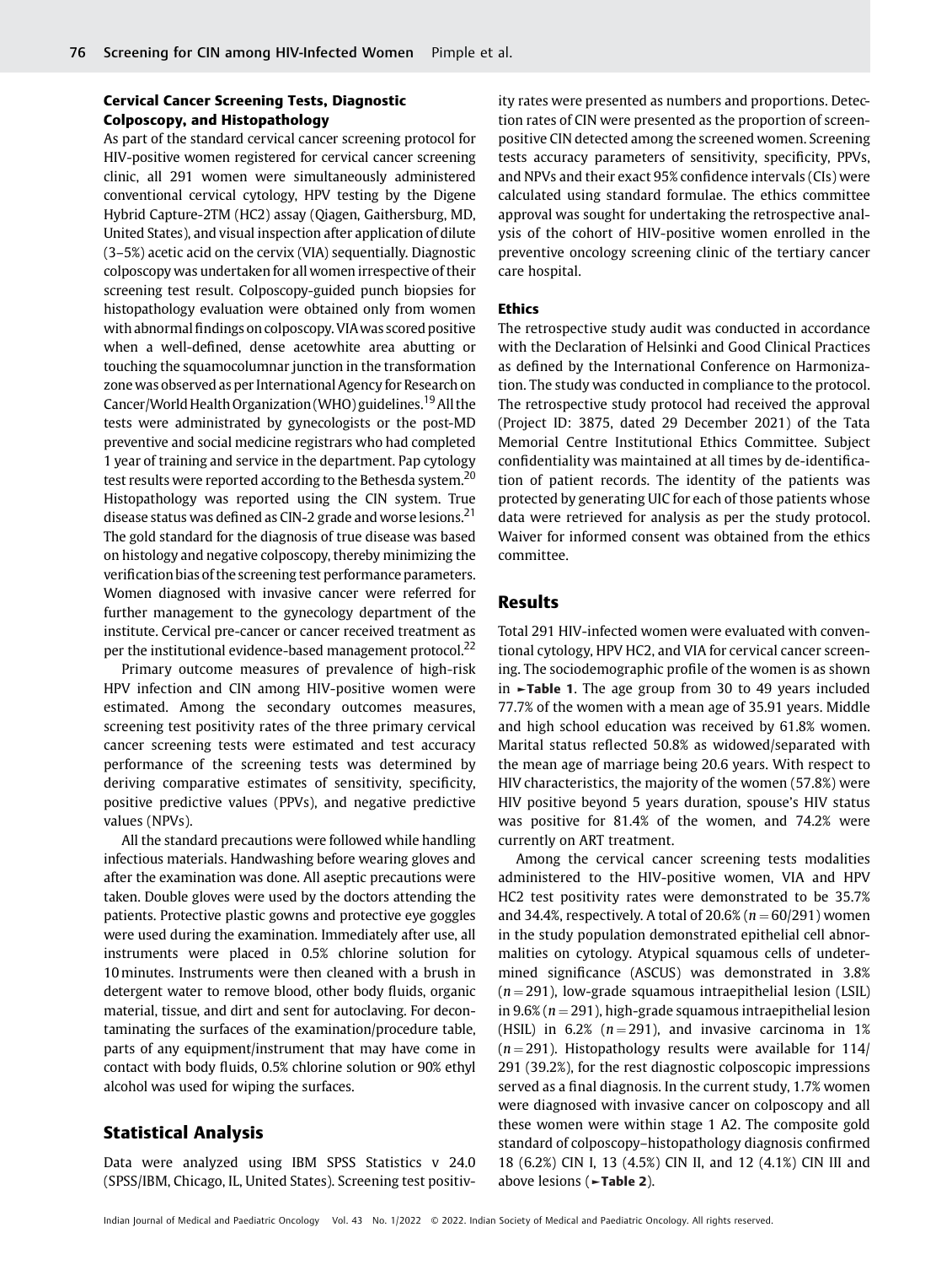### Cervical Cancer Screening Tests, Diagnostic Colposcopy, and Histopathology

As part of the standard cervical cancer screening protocol for HIV-positive women registered for cervical cancer screening clinic, all 291 women were simultaneously administered conventional cervical cytology, HPV testing by the Digene Hybrid Capture-2TM (HC2) assay (Qiagen, Gaithersburg, MD, United States), and visual inspection after application of dilute (3–5%) acetic acid on the cervix (VIA) sequentially. Diagnostic colposcopy was undertaken for all women irrespective of their screening test result. Colposcopy-guided punch biopsies for histopathology evaluation were obtained only from women with abnormal findings on colposcopy. VIA was scored positive when a well-defined, dense acetowhite area abutting or touching the squamocolumnar junction in the transformation zone was observed as per International Agency for Research on Cancer/World Health Organization (WHO) guidelines.[19] All the tests were administrated by gynecologists or the post-MD preventive and social medicine registrars who had completed 1 year of training and service in the department. Pap cytology test results were reported according to the Bethesda system.[20] Histopathology was reported using the CIN system. True disease status was defined as CIN-2 grade and worse lesions.[21] The gold standard for the diagnosis of true disease was based on histology and negative colposcopy, thereby minimizing the verification bias of the screening test performance parameters. Women diagnosed with invasive cancer were referred for further management to the gynecology department of the institute. Cervical pre-cancer or cancer received treatment as per the institutional evidence-based management protocol.[22]

Primary outcome measures of prevalence of high-risk HPV infection and CIN among HIV-positive women were estimated. Among the secondary outcomes measures, screening test positivity rates of the three primary cervical cancer screening tests were estimated and test accuracy performance of the screening tests was determined by deriving comparative estimates of sensitivity, specificity, positive predictive values (PPVs), and negative predictive values (NPVs).

All the standard precautions were followed while handling infectious materials. Handwashing before wearing gloves and after the examination was done. All aseptic precautions were taken. Double gloves were used by the doctors attending the patients. Protective plastic gowns and protective eye goggles were used during the examination. Immediately after use, all instruments were placed in 0.5% chlorine solution for 10 minutes. Instruments were then cleaned with a brush in detergent water to remove blood, other body fluids, organic material, tissue, and dirt and sent for autoclaving. For decontaminating the surfaces of the examination/procedure table, parts of any equipment/instrument that may have come in contact with body fluids, 0.5% chlorine solution or 90% ethyl alcohol was used for wiping the surfaces.

## Statistical Analysis

Data were analyzed using IBM SPSS Statistics v 24.0 (SPSS/IBM, Chicago, IL, United States). Screening test positivity rates were presented as numbers and proportions. Detection rates of CIN were presented as the proportion of screen-positive CIN detected among the screened women. Screening tests accuracy parameters of sensitivity, specificity, PPVs, and NPVs and their exact 95% confidence intervals (CIs) were calculated using standard formulae. The ethics committee approval was sought for undertaking the retrospective analysis of the cohort of HIV-positive women enrolled in the preventive oncology screening clinic of the tertiary cancer care hospital.

### Ethics

The retrospective study audit was conducted in accordance with the Declaration of Helsinki and Good Clinical Practices as defined by the International Conference on Harmonization. The study was conducted in compliance to the protocol. The retrospective study protocol had received the approval (Project ID: 3875, dated 29 December 2021) of the Tata Memorial Centre Institutional Ethics Committee. Subject confidentiality was maintained at all times by de-identification of patient records. The identity of the patients was protected by generating UIC for each of those patients whose data were retrieved for analysis as per the study protocol. Waiver for informed consent was obtained from the ethics committee.

## Results

Total 291 HIV-infected women were evaluated with conventional cytology, HPV HC2, and VIA for cervical cancer screening. The sociodemographic profile of the women is as shown in ►Table 1. The age group from 30 to 49 years included 77.7% of the women with a mean age of 35.91 years. Middle and high school education was received by 61.8% women. Marital status reflected 50.8% as widowed/separated with the mean age of marriage being 20.6 years. With respect to HIV characteristics, the majority of the women (57.8%) were HIV positive beyond 5 years duration, spouse's HIV status was positive for 81.4% of the women, and 74.2% were currently on ART treatment.

Among the cervical cancer screening tests modalities administered to the HIV-positive women, VIA and HPV HC2 test positivity rates were demonstrated to be 35.7% and 34.4%, respectively. A total of 20.6% ($n = 60/291$) women in the study population demonstrated epithelial cell abnormalities on cytology. Atypical squamous cells of undetermined significance (ASCUS) was demonstrated in 3.8% ($n = 291$), low-grade squamous intraepithelial lesion (LSIL) in 9.6% ($n = 291$), high-grade squamous intraepithelial lesion (HSIL) in 6.2% ($n = 291$), and invasive carcinoma in 1% ($n = 291$). Histopathology results were available for 114/291 (39.2%), for the rest diagnostic colposcopic impressions served as a final diagnosis. In the current study, 1.7% women were diagnosed with invasive cancer on colposcopy and all these women were within stage 1 A2. The composite gold standard of colposcopy–histopathology diagnosis confirmed 18 (6.2%) CIN I, 13 (4.5%) CIN II, and 12 (4.1%) CIN III and above lesions (►Table 2).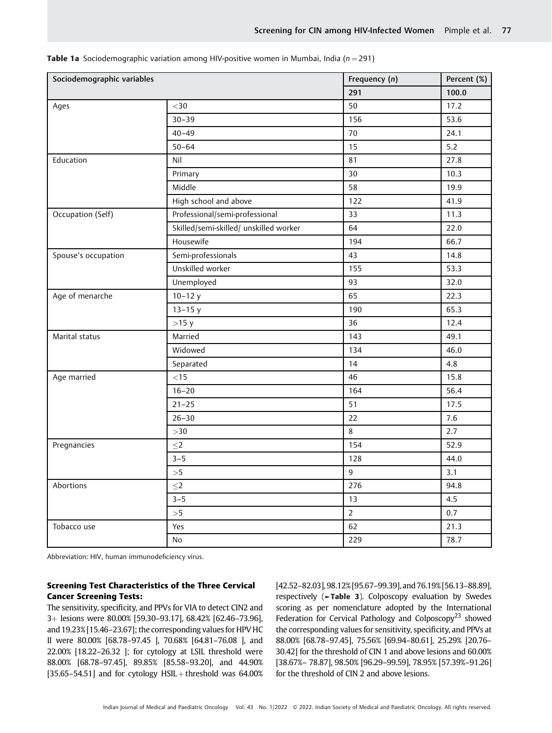**Table 1a** Sociodemographic variation among HIV-positive women in Mumbai, India ($n = 291$)

| Sociodemographic variables | | Frequency ($n$) | Percent (%) |
|---|---|---|---|
| | | 291 | 100.0 |
| Ages | <30 | 50 | 17.2 |
| | 30–39 | 156 | 53.6 |
| | 40–49 | 70 | 24.1 |
| | 50–64 | 15 | 5.2 |
| Education | Nil | 81 | 27.8 |
| | Primary | 30 | 10.3 |
| | Middle | 58 | 19.9 |
| | High school and above | 122 | 41.9 |
| Occupation (Self) | Professional/semi-professional | 33 | 11.3 |
| | Skilled/semi-skilled/ unskilled worker | 64 | 22.0 |
| | Housewife | 194 | 66.7 |
| Spouse's occupation | Semi-professionals | 43 | 14.8 |
| | Unskilled worker | 155 | 53.3 |
| | Unemployed | 93 | 32.0 |
| Age of menarche | 10–12 y | 65 | 22.3 |
| | 13–15 y | 190 | 65.3 |
| | >15 y | 36 | 12.4 |
| Marital status | Married | 143 | 49.1 |
| | Widowed | 134 | 46.0 |
| | Separated | 14 | 4.8 |
| Age married | <15 | 46 | 15.8 |
| | 16–20 | 164 | 56.4 |
| | 21–25 | 51 | 17.5 |
| | 26–30 | 22 | 7.6 |
| | >30 | 8 | 2.7 |
| Pregnancies | ≤2 | 154 | 52.9 |
| | 3–5 | 128 | 44.0 |
| | >5 | 9 | 3.1 |
| Abortions | ≤2 | 276 | 94.8 |
| | 3–5 | 13 | 4.5 |
| | >5 | 2 | 0.7 |
| Tobacco use | Yes | 62 | 21.3 |
| | No | 229 | 78.7 |

Abbreviation: HIV, human immunodeficiency virus.

### Screening Test Characteristics of the Three Cervical Cancer Screening Tests:

The sensitivity, specificity, and PPVs for VIA to detect CIN2 and 3+ lesions were 80.00% [59.30–93.17], 68.42% [62.46–73.96], and 19.23% [15.46–23.67]; the corresponding values for HPV HC II were 80.00% [68.78–97.45 ], 70.68% [64.81–76.08 ], and 22.00% [18.22–26.32 ]; for cytology at LSIL threshold were 88.00% [68.78–97.45], 89.85% [85.58–93.20], and 44.90% [35.65–54.51] and for cytology HSIL+ threshold was 64.00% [42.52–82.03], 98.12% [95.67–99.39], and 76.19% [56.13–88.89], respectively (►**Table 3**). Colposcopy evaluation by Swedes scoring as per nomenclature adopted by the International Federation for Cervical Pathology and Colposcopy[23] showed the corresponding values for sensitivity, specificity, and PPVs at 88.00% [68.78–97.45], 75.56% [69.94–80.61], 25.29% [20.76–30.42] for the threshold of CIN 1 and above lesions and 60.00% [38.67%– 78.87], 98.50% [96.29–99.59], 78.95% [57.39%–91.26] for the threshold of CIN 2 and above lesions.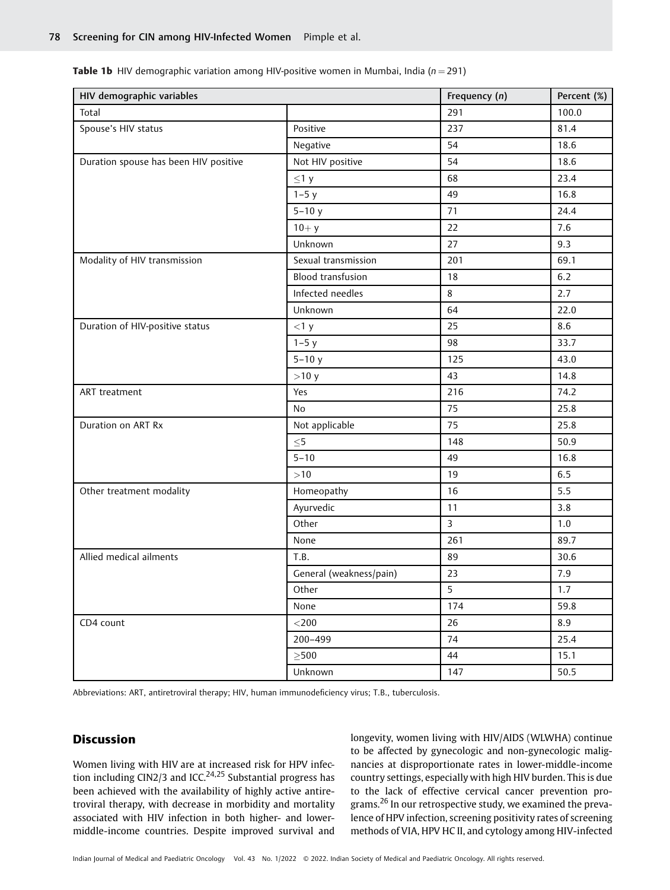**Table 1b** HIV demographic variation among HIV-positive women in Mumbai, India ($n = 291$)

| HIV demographic variables | | Frequency ($n$) | Percent (%) |
|---|---|---|---|
| Total | | 291 | 100.0 |
| Spouse's HIV status | Positive | 237 | 81.4 |
| | Negative | 54 | 18.6 |
| Duration spouse has been HIV positive | Not HIV positive | 54 | 18.6 |
| | ≤1 y | 68 | 23.4 |
| | 1–5 y | 49 | 16.8 |
| | 5–10 y | 71 | 24.4 |
| | 10+ y | 22 | 7.6 |
| | Unknown | 27 | 9.3 |
| Modality of HIV transmission | Sexual transmission | 201 | 69.1 |
| | Blood transfusion | 18 | 6.2 |
| | Infected needles | 8 | 2.7 |
| | Unknown | 64 | 22.0 |
| Duration of HIV-positive status | <1 y | 25 | 8.6 |
| | 1–5 y | 98 | 33.7 |
| | 5–10 y | 125 | 43.0 |
| | >10 y | 43 | 14.8 |
| ART treatment | Yes | 216 | 74.2 |
| | No | 75 | 25.8 |
| Duration on ART Rx | Not applicable | 75 | 25.8 |
| | ≤5 | 148 | 50.9 |
| | 5–10 | 49 | 16.8 |
| | >10 | 19 | 6.5 |
| Other treatment modality | Homeopathy | 16 | 5.5 |
| | Ayurvedic | 11 | 3.8 |
| | Other | 3 | 1.0 |
| | None | 261 | 89.7 |
| Allied medical ailments | T.B. | 89 | 30.6 |
| | General (weakness/pain) | 23 | 7.9 |
| | Other | 5 | 1.7 |
| | None | 174 | 59.8 |
| CD4 count | <200 | 26 | 8.9 |
| | 200–499 | 74 | 25.4 |
| | ≥500 | 44 | 15.1 |
| | Unknown | 147 | 50.5 |

Abbreviations: ART, antiretroviral therapy; HIV, human immunodeficiency virus; T.B., tuberculosis.

## Discussion

Women living with HIV are at increased risk for HPV infection including CIN2/3 and ICC.[24,25] Substantial progress has been achieved with the availability of highly active antiretroviral therapy, with decrease in morbidity and mortality associated with HIV infection in both higher- and lower-middle-income countries. Despite improved survival and longevity, women living with HIV/AIDS (WLWHA) continue to be affected by gynecologic and non-gynecologic malignancies at disproportionate rates in lower-middle-income country settings, especially with high HIV burden. This is due to the lack of effective cervical cancer prevention programs.[26] In our retrospective study, we examined the prevalence of HPV infection, screening positivity rates of screening methods of VIA, HPV HC II, and cytology among HIV-infected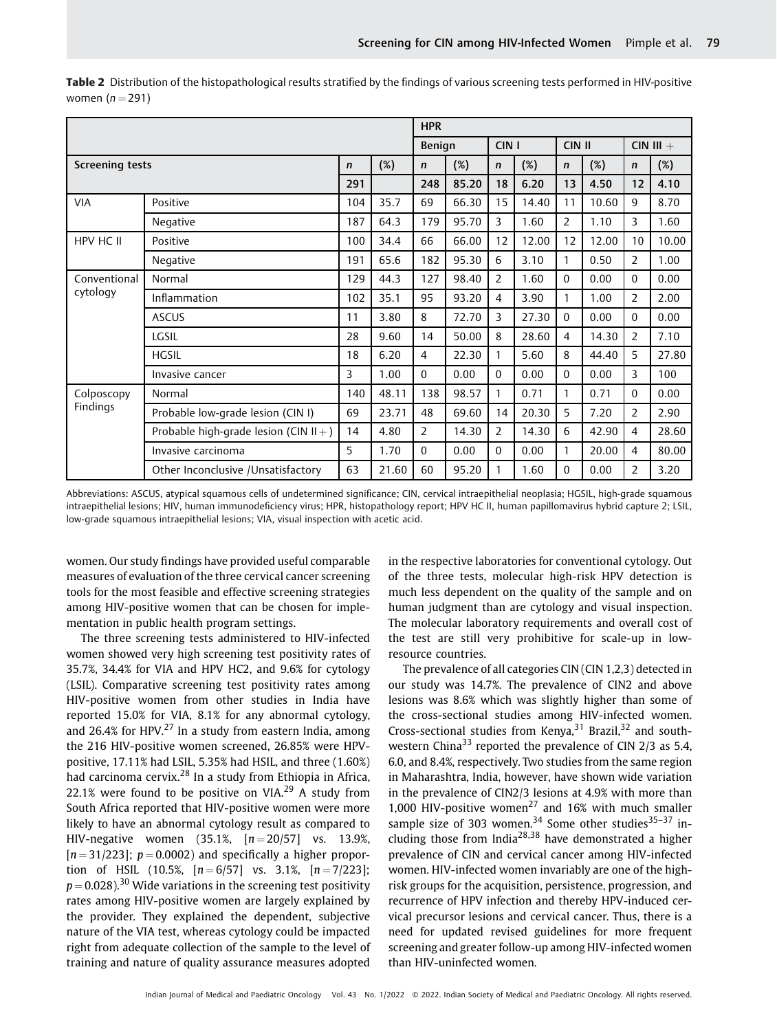**Table 2** Distribution of the histopathological results stratified by the findings of various screening tests performed in HIV-positive women ($n = 291$)

| | | | | HPR | | | | | | | |
|---|---|---|---|---|---|---|---|---|---|---|---|
| | | | | Benign | | CIN I | | CIN II | | CIN III + | |
| Screening tests | | *n* | (%) | *n* | (%) | *n* | (%) | *n* | (%) | *n* | (%) |
| | | 291 | | 248 | 85.20 | 18 | 6.20 | 13 | 4.50 | 12 | 4.10 |
| VIA | Positive | 104 | 35.7 | 69 | 66.30 | 15 | 14.40 | 11 | 10.60 | 9 | 8.70 |
| | Negative | 187 | 64.3 | 179 | 95.70 | 3 | 1.60 | 2 | 1.10 | 3 | 1.60 |
| HPV HC II | Positive | 100 | 34.4 | 66 | 66.00 | 12 | 12.00 | 12 | 12.00 | 10 | 10.00 |
| | Negative | 191 | 65.6 | 182 | 95.30 | 6 | 3.10 | 1 | 0.50 | 2 | 1.00 |
| Conventional cytology | Normal | 129 | 44.3 | 127 | 98.40 | 2 | 1.60 | 0 | 0.00 | 0 | 0.00 |
| | Inflammation | 102 | 35.1 | 95 | 93.20 | 4 | 3.90 | 1 | 1.00 | 2 | 2.00 |
| | ASCUS | 11 | 3.80 | 8 | 72.70 | 3 | 27.30 | 0 | 0.00 | 0 | 0.00 |
| | LGSIL | 28 | 9.60 | 14 | 50.00 | 8 | 28.60 | 4 | 14.30 | 2 | 7.10 |
| | HGSIL | 18 | 6.20 | 4 | 22.30 | 1 | 5.60 | 8 | 44.40 | 5 | 27.80 |
| | Invasive cancer | 3 | 1.00 | 0 | 0.00 | 0 | 0.00 | 0 | 0.00 | 3 | 100 |
| Colposcopy Findings | Normal | 140 | 48.11 | 138 | 98.57 | 1 | 0.71 | 1 | 0.71 | 0 | 0.00 |
| | Probable low-grade lesion (CIN I) | 69 | 23.71 | 48 | 69.60 | 14 | 20.30 | 5 | 7.20 | 2 | 2.90 |
| | Probable high-grade lesion (CIN II+) | 14 | 4.80 | 2 | 14.30 | 2 | 14.30 | 6 | 42.90 | 4 | 28.60 |
| | Invasive carcinoma | 5 | 1.70 | 0 | 0.00 | 0 | 0.00 | 1 | 20.00 | 4 | 80.00 |
| | Other Inconclusive /Unsatisfactory | 63 | 21.60 | 60 | 95.20 | 1 | 1.60 | 0 | 0.00 | 2 | 3.20 |

Abbreviations: ASCUS, atypical squamous cells of undetermined significance; CIN, cervical intraepithelial neoplasia; HGSIL, high-grade squamous intraepithelial lesions; HIV, human immunodeficiency virus; HPR, histopathology report; HPV HC II, human papillomavirus hybrid capture 2; LSIL, low-grade squamous intraepithelial lesions; VIA, visual inspection with acetic acid.

women. Our study findings have provided useful comparable measures of evaluation of the three cervical cancer screening tools for the most feasible and effective screening strategies among HIV-positive women that can be chosen for implementation in public health program settings.

The three screening tests administered to HIV-infected women showed very high screening test positivity rates of 35.7%, 34.4% for VIA and HPV HC2, and 9.6% for cytology (LSIL). Comparative screening test positivity rates among HIV-positive women from other studies in India have reported 15.0% for VIA, 8.1% for any abnormal cytology, and 26.4% for HPV.[27] In a study from eastern India, among the 216 HIV-positive women screened, 26.85% were HPV-positive, 17.11% had LSIL, 5.35% had HSIL, and three (1.60%) had carcinoma cervix.[28] In a study from Ethiopia in Africa, 22.1% were found to be positive on VIA.[29] A study from South Africa reported that HIV-positive women were more likely to have an abnormal cytology result as compared to HIV-negative women (35.1%, [$n = 20/57$] vs. 13.9%, [$n = 31/223$]; $p = 0.0002$) and specifically a higher proportion of HSIL (10.5%, [$n = 6/57$] vs. 3.1%, [$n = 7/223$]; $p = 0.028$).[30] Wide variations in the screening test positivity rates among HIV-positive women are largely explained by the provider. They explained the dependent, subjective nature of the VIA test, whereas cytology could be impacted right from adequate collection of the sample to the level of training and nature of quality assurance measures adopted in the respective laboratories for conventional cytology. Out of the three tests, molecular high-risk HPV detection is much less dependent on the quality of the sample and on human judgment than are cytology and visual inspection. The molecular laboratory requirements and overall cost of the test are still very prohibitive for scale-up in low-resource countries.

The prevalence of all categories CIN (CIN 1,2,3) detected in our study was 14.7%. The prevalence of CIN2 and above lesions was 8.6% which was slightly higher than some of the cross-sectional studies among HIV-infected women. Cross-sectional studies from Kenya,[31] Brazil,[32] and southwestern China[33] reported the prevalence of CIN 2/3 as 5.4, 6.0, and 8.4%, respectively. Two studies from the same region in Maharashtra, India, however, have shown wide variation in the prevalence of CIN2/3 lesions at 4.9% with more than 1,000 HIV-positive women[27] and 16% with much smaller sample size of 303 women.[34] Some other studies[35–37] including those from India[28,38] have demonstrated a higher prevalence of CIN and cervical cancer among HIV-infected women. HIV-infected women invariably are one of the high-risk groups for the acquisition, persistence, progression, and recurrence of HPV infection and thereby HPV-induced cervical precursor lesions and cervical cancer. Thus, there is a need for updated revised guidelines for more frequent screening and greater follow-up among HIV-infected women than HIV-uninfected women.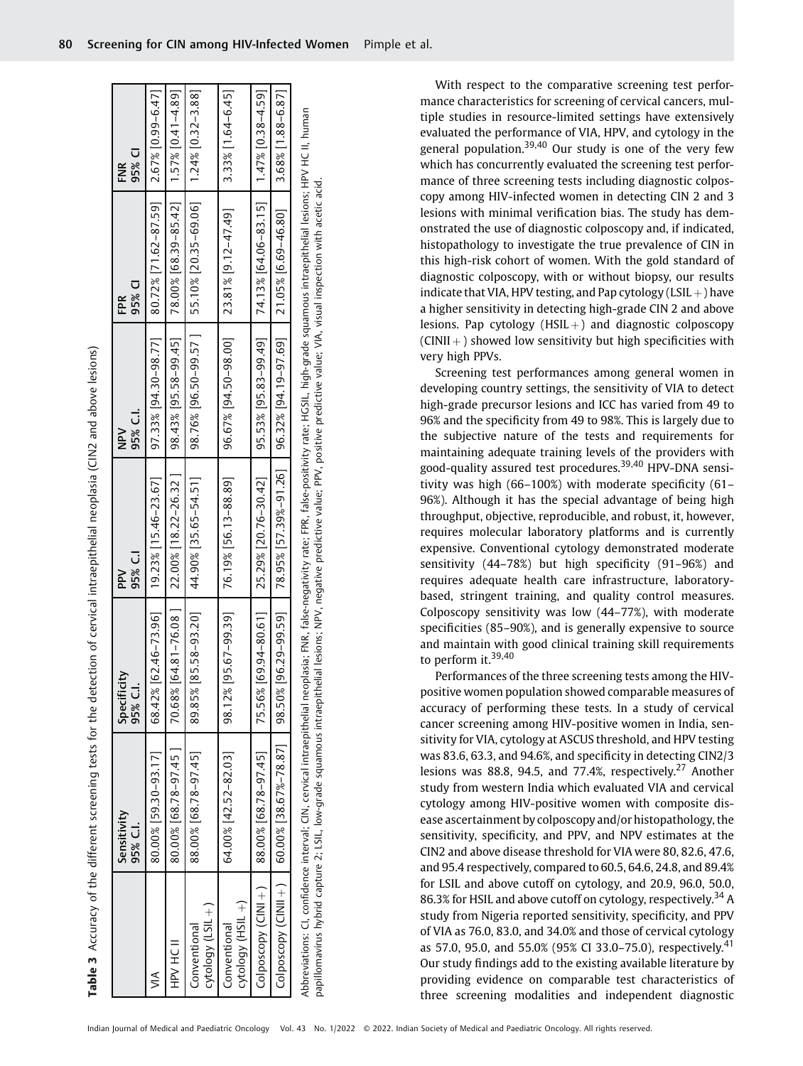**Table 3** Accuracy of the different screening tests for the detection of cervical intraepithelial neoplasia (CIN2 and above lesions)

| | Sensitivity 95% C.I. | Specificity 95% C.I. | PPV 95% C.I | NPV 95% C.I. | FPR 95% CI | FNR 95% CI |
|---|---|---|---|---|---|---|
| VIA | 80.00% [59.30–93.17] | 68.42% [62.46–73.96] | 19.23% [15.46–23.67] | 97.33% [94.30–98.77] | 80.72% [71.62–87.59] | 2.67% [0.99–6.47] |
| HPV HC II | 80.00% [68.78–97.45 ] | 70.68% [64.81–76.08 ] | 22.00% [18.22–26.32 ] | 98.43% [95.58–99.45] | 78.00% [68.39–85.42] | 1.57% [0.41–4.89] |
| Conventional cytology (LSIL +) | 88.00% [68.78–97.45] | 89.85% [85.58–93.20] | 44.90% [35.65–54.51] | 98.76% [96.50–99.57 ] | 55.10% [20.35–69.06] | 1.24% [0.32–3.88] |
| Conventional cytology (HSIL +) | 64.00% [42.52–82.03] | 98.12% [95.67–99.39] | 76.19% [56.13–88.89] | 96.67% [94.50–98.00] | 23.81% [9.12–47.49] | 3.33% [1.64–6.45] |
| Colposcopy (CINI +) | 88.00% [68.78–97.45] | 75.56% [69.94–80.61] | 25.29% [20.76–30.42] | 95.53% [95.83–99.49] | 74.13% [64.06–83.15] | 1.47% [0.38–4.59] |
| Colposcopy (CINII +) | 60.00% [38.67%–78.87] | 98.50% [96.29–99.59] | 78.95% [57.39%–91.26] | 96.32% [94.19–97.69] | 21.05% [6.69–46.80] | 3.68% [1.88–6.87] |

Abbreviations: CI, confidence interval; CIN, cervical intraepithelial neoplasia; FNR, false-negativity rate; FPR, false-positivity rate; HGSIL, high-grade squamous intraepithelial lesions; HPV HC II, human papillomavirus hybrid capture 2; LSIL, low-grade squamous intraepithelial lesions; NPV, negative predictive value; PPV, positive predictive value; VIA, visual inspection with acetic acid.

With respect to the comparative screening test performance characteristics for screening of cervical cancers, multiple studies in resource-limited settings have extensively evaluated the performance of VIA, HPV, and cytology in the general population.[39,40] Our study is one of the very few which has concurrently evaluated the screening test performance of three screening tests including diagnostic colposcopy among HIV-infected women in detecting CIN 2 and 3 lesions with minimal verification bias. The study has demonstrated the use of diagnostic colposcopy and, if indicated, histopathology to investigate the true prevalence of CIN in this high-risk cohort of women. With the gold standard of diagnostic colposcopy, with or without biopsy, our results indicate that VIA, HPV testing, and Pap cytology (LSIL +) have a higher sensitivity in detecting high-grade CIN 2 and above lesions. Pap cytology (HSIL +) and diagnostic colposcopy (CINII +) showed low sensitivity but high specificities with very high PPVs.

Screening test performances among general women in developing country settings, the sensitivity of VIA to detect high-grade precursor lesions and ICC has varied from 49 to 96% and the specificity from 49 to 98%. This is largely due to the subjective nature of the tests and requirements for maintaining adequate training levels of the providers with good-quality assured test procedures.[39,40] HPV-DNA sensitivity was high (66–100%) with moderate specificity (61–96%). Although it has the special advantage of being high throughput, objective, reproducible, and robust, it, however, requires molecular laboratory platforms and is currently expensive. Conventional cytology demonstrated moderate sensitivity (44–78%) but high specificity (91–96%) and requires adequate health care infrastructure, laboratory-based, stringent training, and quality control measures. Colposcopy sensitivity was low (44–77%), with moderate specificities (85–90%), and is generally expensive to source and maintain with good clinical training skill requirements to perform it.[39,40]

Performances of the three screening tests among the HIV-positive women population showed comparable measures of accuracy of performing these tests. In a study of cervical cancer screening among HIV-positive women in India, sensitivity for VIA, cytology at ASCUS threshold, and HPV testing was 83.6, 63.3, and 94.6%, and specificity in detecting CIN2/3 lesions was 88.8, 94.5, and 77.4%, respectively.[27] Another study from western India which evaluated VIA and cervical cytology among HIV-positive women with composite disease ascertainment by colposcopy and/or histopathology, the sensitivity, specificity, and PPV, and NPV estimates at the CIN2 and above disease threshold for VIA were 80, 82.6, 47.6, and 95.4 respectively, compared to 60.5, 64.6, 24.8, and 89.4% for LSIL and above cutoff on cytology, and 20.9, 96.0, 50.0, 86.3% for HSIL and above cutoff on cytology, respectively.[34] A study from Nigeria reported sensitivity, specificity, and PPV of VIA as 76.0, 83.0, and 34.0% and those of cervical cytology as 57.0, 95.0, and 55.0% (95% CI 33.0–75.0), respectively.[41] Our study findings add to the existing available literature by providing evidence on comparable test characteristics of three screening modalities and independent diagnostic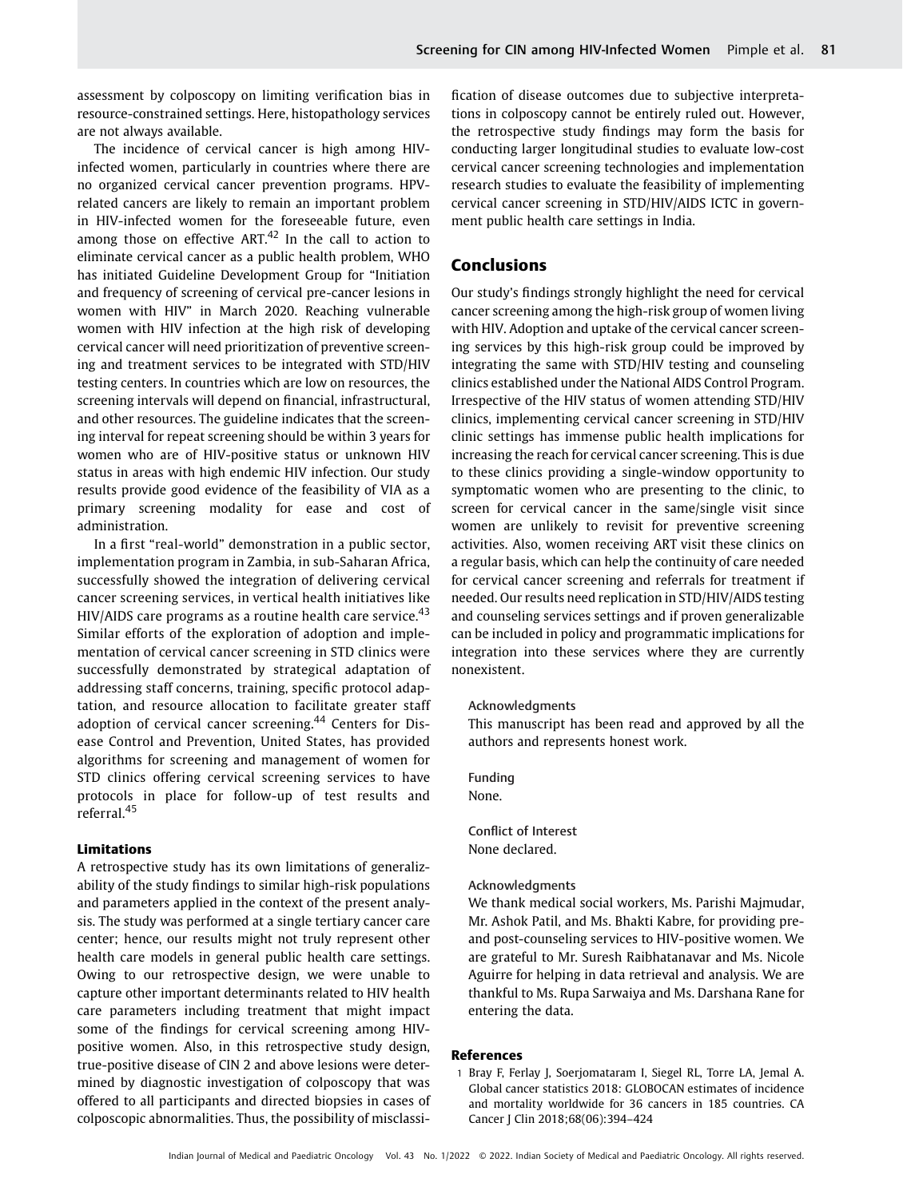assessment by colposcopy on limiting verification bias in resource-constrained settings. Here, histopathology services are not always available.

The incidence of cervical cancer is high among HIV-infected women, particularly in countries where there are no organized cervical cancer prevention programs. HPV-related cancers are likely to remain an important problem in HIV-infected women for the foreseeable future, even among those on effective ART.[42] In the call to action to eliminate cervical cancer as a public health problem, WHO has initiated Guideline Development Group for "Initiation and frequency of screening of cervical pre-cancer lesions in women with HIV" in March 2020. Reaching vulnerable women with HIV infection at the high risk of developing cervical cancer will need prioritization of preventive screening and treatment services to be integrated with STD/HIV testing centers. In countries which are low on resources, the screening intervals will depend on financial, infrastructural, and other resources. The guideline indicates that the screening interval for repeat screening should be within 3 years for women who are of HIV-positive status or unknown HIV status in areas with high endemic HIV infection. Our study results provide good evidence of the feasibility of VIA as a primary screening modality for ease and cost of administration.

In a first "real-world" demonstration in a public sector, implementation program in Zambia, in sub-Saharan Africa, successfully showed the integration of delivering cervical cancer screening services, in vertical health initiatives like HIV/AIDS care programs as a routine health care service.[43] Similar efforts of the exploration of adoption and implementation of cervical cancer screening in STD clinics were successfully demonstrated by strategical adaptation of addressing staff concerns, training, specific protocol adaptation, and resource allocation to facilitate greater staff adoption of cervical cancer screening.[44] Centers for Disease Control and Prevention, United States, has provided algorithms for screening and management of women for STD clinics offering cervical screening services to have protocols in place for follow-up of test results and referral.[45]

### Limitations

A retrospective study has its own limitations of generalizability of the study findings to similar high-risk populations and parameters applied in the context of the present analysis. The study was performed at a single tertiary cancer care center; hence, our results might not truly represent other health care models in general public health care settings. Owing to our retrospective design, we were unable to capture other important determinants related to HIV health care parameters including treatment that might impact some of the findings for cervical screening among HIV-positive women. Also, in this retrospective study design, true-positive disease of CIN 2 and above lesions were determined by diagnostic investigation of colposcopy that was offered to all participants and directed biopsies in cases of colposcopic abnormalities. Thus, the possibility of misclassification of disease outcomes due to subjective interpretations in colposcopy cannot be entirely ruled out. However, the retrospective study findings may form the basis for conducting larger longitudinal studies to evaluate low-cost cervical cancer screening technologies and implementation research studies to evaluate the feasibility of implementing cervical cancer screening in STD/HIV/AIDS ICTC in government public health care settings in India.

## Conclusions

Our study's findings strongly highlight the need for cervical cancer screening among the high-risk group of women living with HIV. Adoption and uptake of the cervical cancer screening services by this high-risk group could be improved by integrating the same with STD/HIV testing and counseling clinics established under the National AIDS Control Program. Irrespective of the HIV status of women attending STD/HIV clinics, implementing cervical cancer screening in STD/HIV clinic settings has immense public health implications for increasing the reach for cervical cancer screening. This is due to these clinics providing a single-window opportunity to symptomatic women who are presenting to the clinic, to screen for cervical cancer in the same/single visit since women are unlikely to revisit for preventive screening activities. Also, women receiving ART visit these clinics on a regular basis, which can help the continuity of care needed for cervical cancer screening and referrals for treatment if needed. Our results need replication in STD/HIV/AIDS testing and counseling services settings and if proven generalizable can be included in policy and programmatic implications for integration into these services where they are currently nonexistent.

Acknowledgments
This manuscript has been read and approved by all the authors and represents honest work.

Funding
None.

Conflict of Interest
None declared.

Acknowledgments
We thank medical social workers, Ms. Parishi Majmudar, Mr. Ashok Patil, and Ms. Bhakti Kabre, for providing pre- and post-counseling services to HIV-positive women. We are grateful to Mr. Suresh Raibhatanavar and Ms. Nicole Aguirre for helping in data retrieval and analysis. We are thankful to Ms. Rupa Sarwaiya and Ms. Darshana Rane for entering the data.

## References

1 Bray F, Ferlay J, Soerjomataram I, Siegel RL, Torre LA, Jemal A. Global cancer statistics 2018: GLOBOCAN estimates of incidence and mortality worldwide for 36 cancers in 185 countries. CA Cancer J Clin 2018;68(06):394–424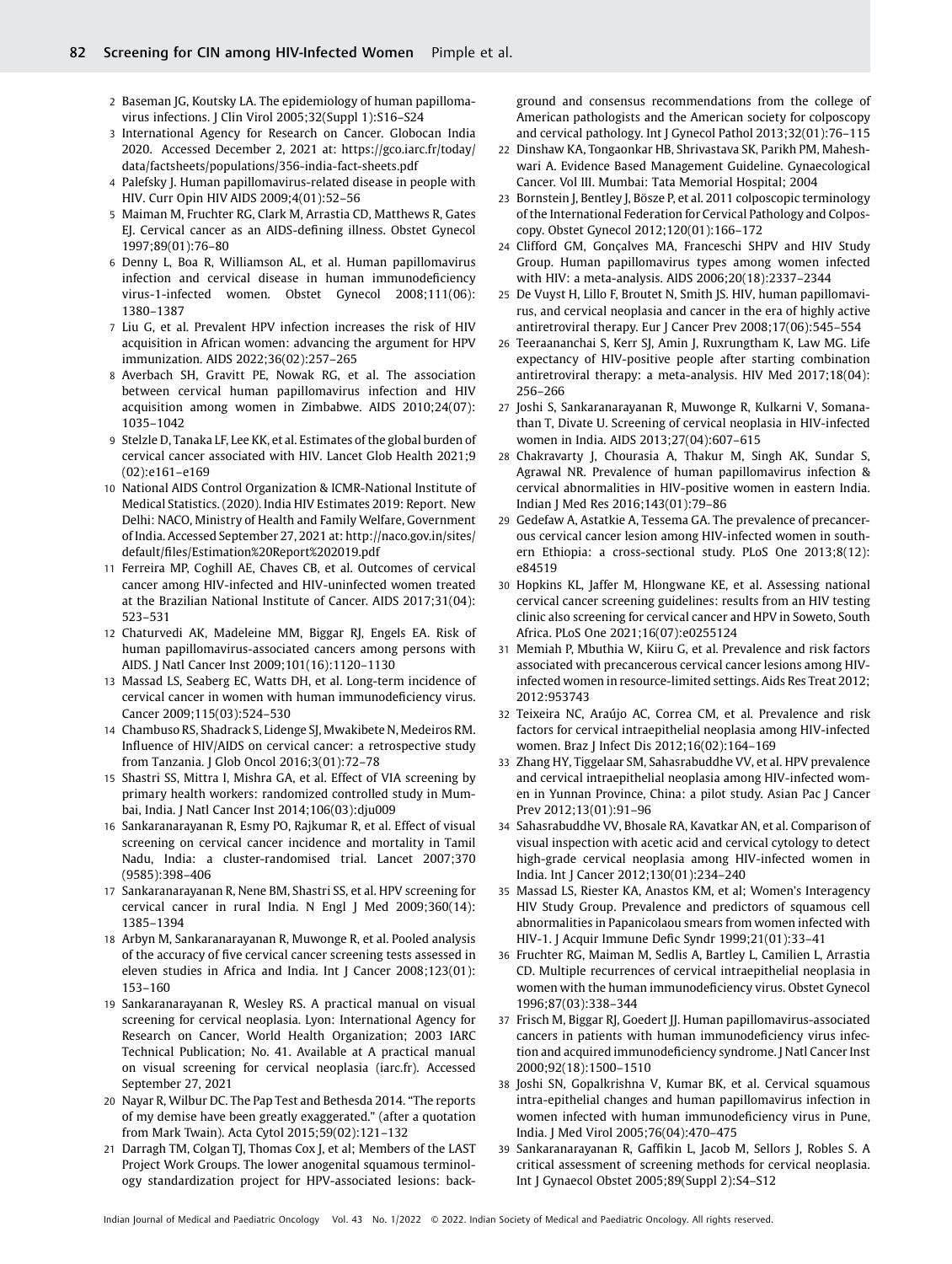2 Baseman JG, Koutsky LA. The epidemiology of human papillomavirus infections. J Clin Virol 2005;32(Suppl 1):S16–S24

3 International Agency for Research on Cancer. Globocan India 2020. Accessed December 2, 2021 at: https://gco.iarc.fr/today/data/factsheets/populations/356-india-fact-sheets.pdf

4 Palefsky J. Human papillomavirus-related disease in people with HIV. Curr Opin HIV AIDS 2009;4(01):52–56

5 Maiman M, Fruchter RG, Clark M, Arrastia CD, Matthews R, Gates EJ. Cervical cancer as an AIDS-defining illness. Obstet Gynecol 1997;89(01):76–80

6 Denny L, Boa R, Williamson AL, et al. Human papillomavirus infection and cervical disease in human immunodeficiency virus-1-infected women. Obstet Gynecol 2008;111(06):1380–1387

7 Liu G, et al. Prevalent HPV infection increases the risk of HIV acquisition in African women: advancing the argument for HPV immunization. AIDS 2022;36(02):257–265

8 Averbach SH, Gravitt PE, Nowak RG, et al. The association between cervical human papillomavirus infection and HIV acquisition among women in Zimbabwe. AIDS 2010;24(07):1035–1042

9 Stelzle D, Tanaka LF, Lee KK, et al. Estimates of the global burden of cervical cancer associated with HIV. Lancet Glob Health 2021;9(02):e161–e169

10 National AIDS Control Organization & ICMR-National Institute of Medical Statistics. (2020). India HIV Estimates 2019: Report. New Delhi: NACO, Ministry of Health and Family Welfare, Government of India. Accessed September 27, 2021 at: http://naco.gov.in/sites/default/files/Estimation%20Report%202019.pdf

11 Ferreira MP, Coghill AE, Chaves CB, et al. Outcomes of cervical cancer among HIV-infected and HIV-uninfected women treated at the Brazilian National Institute of Cancer. AIDS 2017;31(04):523–531

12 Chaturvedi AK, Madeleine MM, Biggar RJ, Engels EA. Risk of human papillomavirus-associated cancers among persons with AIDS. J Natl Cancer Inst 2009;101(16):1120–1130

13 Massad LS, Seaberg EC, Watts DH, et al. Long-term incidence of cervical cancer in women with human immunodeficiency virus. Cancer 2009;115(03):524–530

14 Chambuso RS, Shadrack S, Lidenge SJ, Mwakibete N, Medeiros RM. Influence of HIV/AIDS on cervical cancer: a retrospective study from Tanzania. J Glob Oncol 2016;3(01):72–78

15 Shastri SS, Mittra I, Mishra GA, et al. Effect of VIA screening by primary health workers: randomized controlled study in Mumbai, India. J Natl Cancer Inst 2014;106(03):dju009

16 Sankaranarayanan R, Esmy PO, Rajkumar R, et al. Effect of visual screening on cervical cancer incidence and mortality in Tamil Nadu, India: a cluster-randomised trial. Lancet 2007;370(9585):398–406

17 Sankaranarayanan R, Nene BM, Shastri SS, et al. HPV screening for cervical cancer in rural India. N Engl J Med 2009;360(14):1385–1394

18 Arbyn M, Sankaranarayanan R, Muwonge R, et al. Pooled analysis of the accuracy of five cervical cancer screening tests assessed in eleven studies in Africa and India. Int J Cancer 2008;123(01):153–160

19 Sankaranarayanan R, Wesley RS. A practical manual on visual screening for cervical neoplasia. Lyon: International Agency for Research on Cancer, World Health Organization; 2003 IARC Technical Publication; No. 41. Available at A practical manual on visual screening for cervical neoplasia (iarc.fr). Accessed September 27, 2021

20 Nayar R, Wilbur DC. The Pap Test and Bethesda 2014. "The reports of my demise have been greatly exaggerated." (after a quotation from Mark Twain). Acta Cytol 2015;59(02):121–132

21 Darragh TM, Colgan TJ, Thomas Cox J, et al; Members of the LAST Project Work Groups. The lower anogenital squamous terminology standardization project for HPV-associated lesions: background and consensus recommendations from the college of American pathologists and the American society for colposcopy and cervical pathology. Int J Gynecol Pathol 2013;32(01):76–115

22 Dinshaw KA, Tongaonkar HB, Shrivastava SK, Parikh PM, Maheshwari A. Evidence Based Management Guideline. Gynaecological Cancer. Vol III. Mumbai: Tata Memorial Hospital; 2004

23 Bornstein J, Bentley J, Bösze P, et al. 2011 colposcopic terminology of the International Federation for Cervical Pathology and Colposcopy. Obstet Gynecol 2012;120(01):166–172

24 Clifford GM, Gonçalves MA, Franceschi SHPV and HIV Study Group. Human papillomavirus types among women infected with HIV: a meta-analysis. AIDS 2006;20(18):2337–2344

25 De Vuyst H, Lillo F, Broutet N, Smith JS. HIV, human papillomavirus, and cervical neoplasia and cancer in the era of highly active antiretroviral therapy. Eur J Cancer Prev 2008;17(06):545–554

26 Teeraananchai S, Kerr SJ, Amin J, Ruxrungtham K, Law MG. Life expectancy of HIV-positive people after starting combination antiretroviral therapy: a meta-analysis. HIV Med 2017;18(04):256–266

27 Joshi S, Sankaranarayanan R, Muwonge R, Kulkarni V, Somanathan T, Divate U. Screening of cervical neoplasia in HIV-infected women in India. AIDS 2013;27(04):607–615

28 Chakravarty J, Chourasia A, Thakur M, Singh AK, Sundar S, Agrawal NR. Prevalence of human papillomavirus infection & cervical abnormalities in HIV-positive women in eastern India. Indian J Med Res 2016;143(01):79–86

29 Gedefaw A, Astatkie A, Tessema GA. The prevalence of precancerous cervical cancer lesion among HIV-infected women in southern Ethiopia: a cross-sectional study. PLoS One 2013;8(12):e84519

30 Hopkins KL, Jaffer M, Hlongwane KE, et al. Assessing national cervical cancer screening guidelines: results from an HIV testing clinic also screening for cervical cancer and HPV in Soweto, South Africa. PLoS One 2021;16(07):e0255124

31 Memiah P, Mbuthia W, Kiiru G, et al. Prevalence and risk factors associated with precancerous cervical cancer lesions among HIV-infected women in resource-limited settings. Aids Res Treat 2012;2012:953743

32 Teixeira NC, Araújo AC, Correa CM, et al. Prevalence and risk factors for cervical intraepithelial neoplasia among HIV-infected women. Braz J Infect Dis 2012;16(02):164–169

33 Zhang HY, Tiggelaar SM, Sahasrabuddhe VV, et al. HPV prevalence and cervical intraepithelial neoplasia among HIV-infected women in Yunnan Province, China: a pilot study. Asian Pac J Cancer Prev 2012;13(01):91–96

34 Sahasrabuddhe VV, Bhosale RA, Kavatkar AN, et al. Comparison of visual inspection with acetic acid and cervical cytology to detect high-grade cervical neoplasia among HIV-infected women in India. Int J Cancer 2012;130(01):234–240

35 Massad LS, Riester KA, Anastos KM, et al; Women's Interagency HIV Study Group. Prevalence and predictors of squamous cell abnormalities in Papanicolaou smears from women infected with HIV-1. J Acquir Immune Defic Syndr 1999;21(01):33–41

36 Fruchter RG, Maiman M, Sedlis A, Bartley L, Camilien L, Arrastia CD. Multiple recurrences of cervical intraepithelial neoplasia in women with the human immunodeficiency virus. Obstet Gynecol 1996;87(03):338–344

37 Frisch M, Biggar RJ, Goedert JJ. Human papillomavirus-associated cancers in patients with human immunodeficiency virus infection and acquired immunodeficiency syndrome. J Natl Cancer Inst 2000;92(18):1500–1510

38 Joshi SN, Gopalkrishna V, Kumar BK, et al. Cervical squamous intra-epithelial changes and human papillomavirus infection in women infected with human immunodeficiency virus in Pune, India. J Med Virol 2005;76(04):470–475

39 Sankaranarayanan R, Gaffikin L, Jacob M, Sellors J, Robles S. A critical assessment of screening methods for cervical neoplasia. Int J Gynaecol Obstet 2005;89(Suppl 2):S4–S12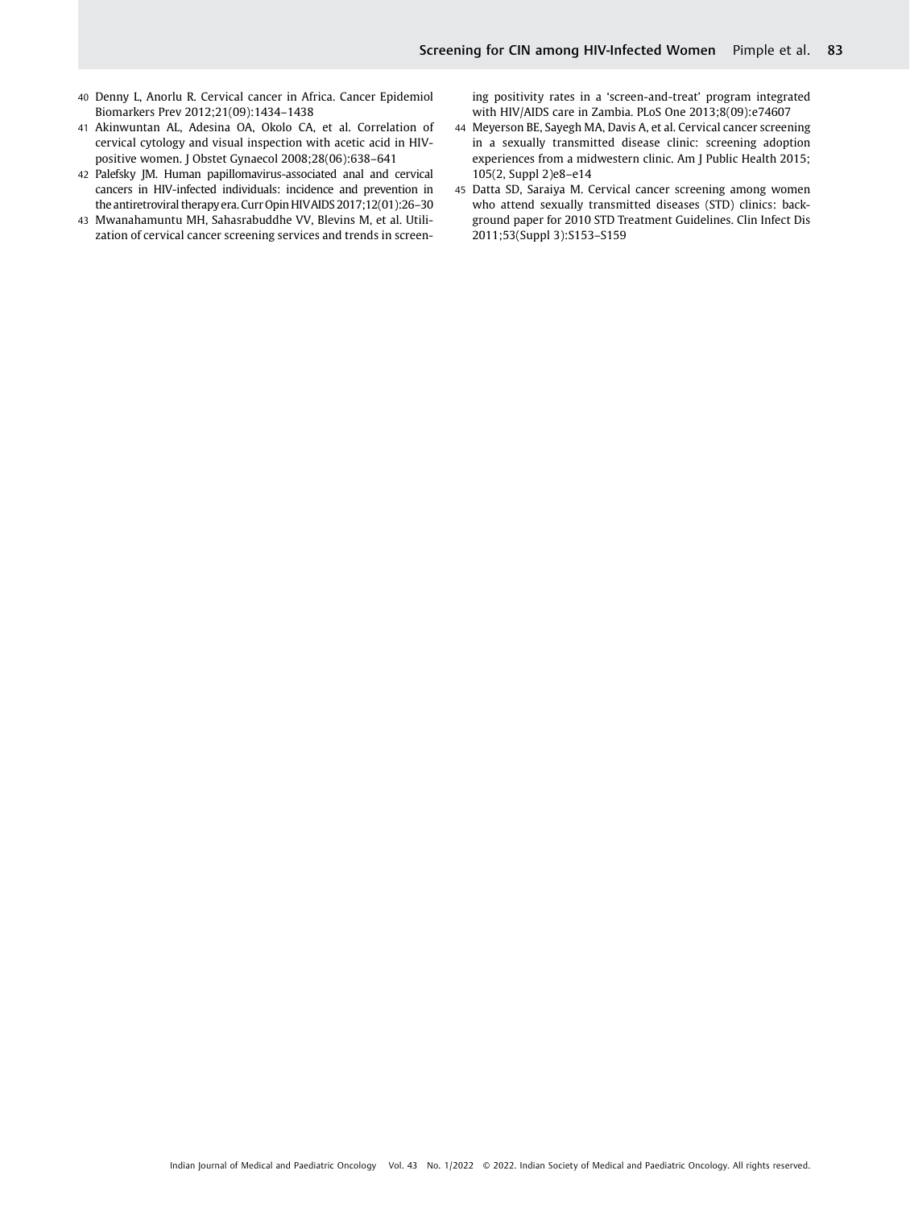40 Denny L, Anorlu R. Cervical cancer in Africa. Cancer Epidemiol Biomarkers Prev 2012;21(09):1434–1438

41 Akinwuntan AL, Adesina OA, Okolo CA, et al. Correlation of cervical cytology and visual inspection with acetic acid in HIV-positive women. J Obstet Gynaecol 2008;28(06):638–641

42 Palefsky JM. Human papillomavirus-associated anal and cervical cancers in HIV-infected individuals: incidence and prevention in the antiretroviral therapy era. Curr Opin HIV AIDS 2017;12(01):26–30

43 Mwanahamuntu MH, Sahasrabuddhe VV, Blevins M, et al. Utilization of cervical cancer screening services and trends in screening positivity rates in a 'screen-and-treat' program integrated with HIV/AIDS care in Zambia. PLoS One 2013;8(09):e74607

44 Meyerson BE, Sayegh MA, Davis A, et al. Cervical cancer screening in a sexually transmitted disease clinic: screening adoption experiences from a midwestern clinic. Am J Public Health 2015; 105(2, Suppl 2)e8–e14

45 Datta SD, Saraiya M. Cervical cancer screening among women who attend sexually transmitted diseases (STD) clinics: background paper for 2010 STD Treatment Guidelines. Clin Infect Dis 2011;53(Suppl 3):S153–S159